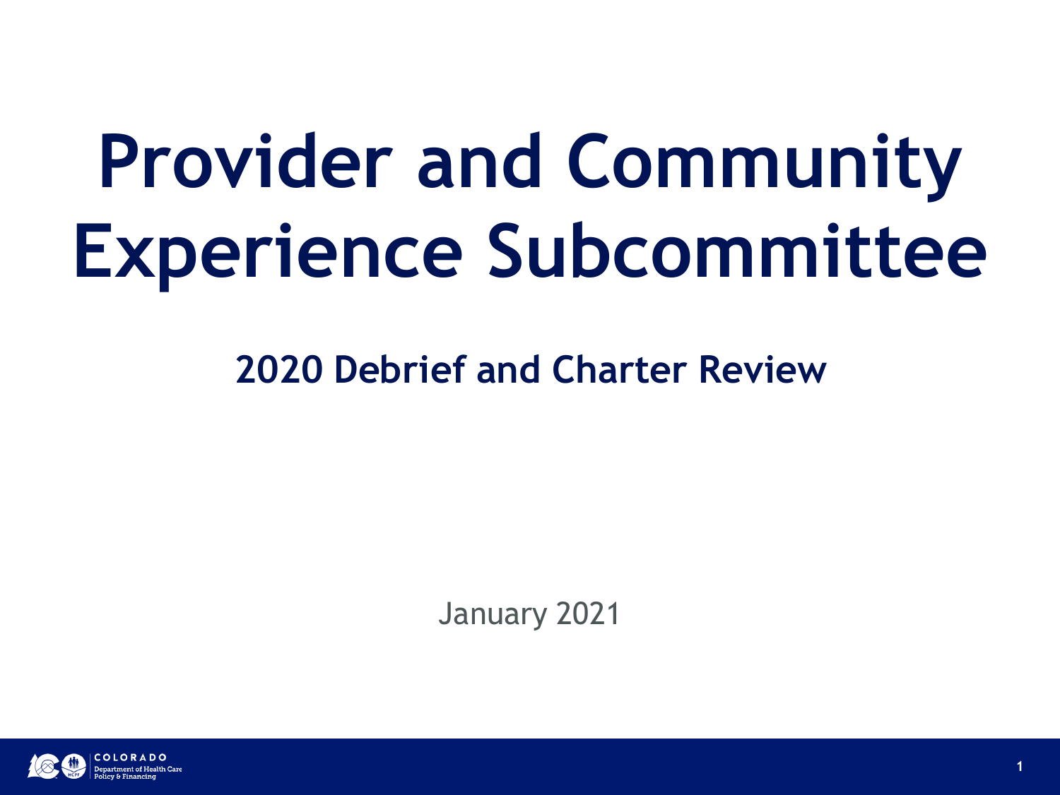# Provider and Community Experience Subcommittee

## 2020 Debrief and Charter Review

January 2021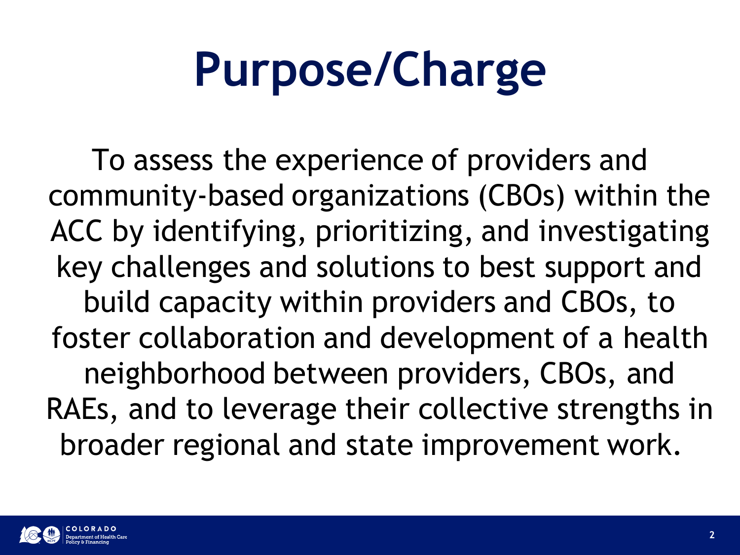# Purpose/Charge

To assess the experience of providers and community-based organizations (CBOs) within the ACC by identifying, prioritizing, and investigating key challenges and solutions to best support and build capacity within providers and CBOs, to foster collaboration and development of a health neighborhood between providers, CBOs, and RAEs, and to leverage their collective strengths in broader regional and state improvement work.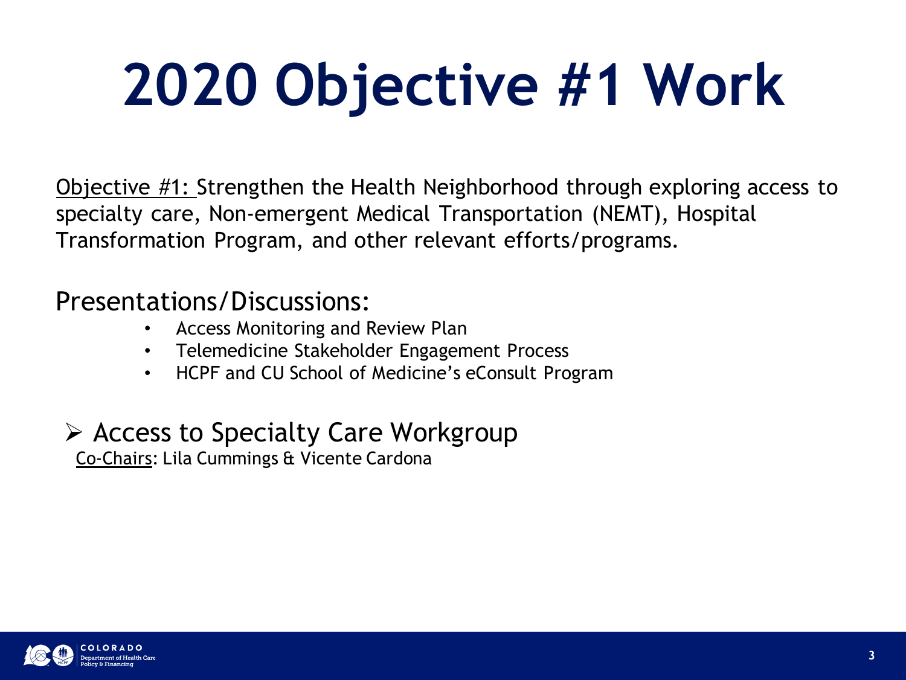# 2020 Objective #1 Work

Objective #1: Strengthen the Health Neighborhood through exploring access to specialty care, Non-emergent Medical Transportation (NEMT), Hospital Transformation Program, and other relevant efforts/programs.

Presentations/Discussions:

- Access Monitoring and Review Plan
- Telemedicine Stakeholder Engagement Process
- HCPF and CU School of Medicine's eConsult Program

➢ Access to Specialty Care Workgroup

Co-Chairs: Lila Cummings & Vicente Cardona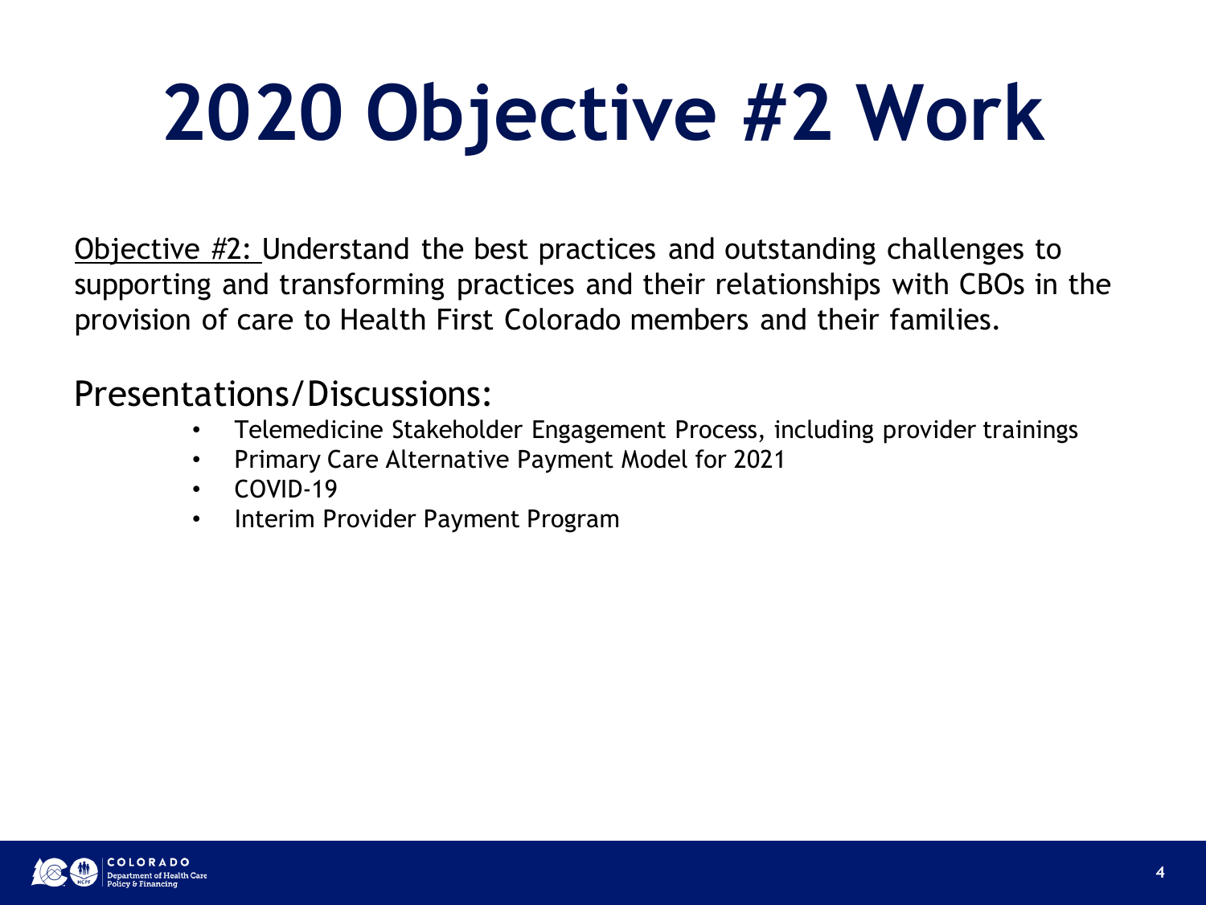# 2020 Objective #2 Work

Objective #2: Understand the best practices and outstanding challenges to supporting and transforming practices and their relationships with CBOs in the provision of care to Health First Colorado members and their families.

Presentations/Discussions:

- Telemedicine Stakeholder Engagement Process, including provider trainings
- Primary Care Alternative Payment Model for 2021
- COVID-19
- Interim Provider Payment Program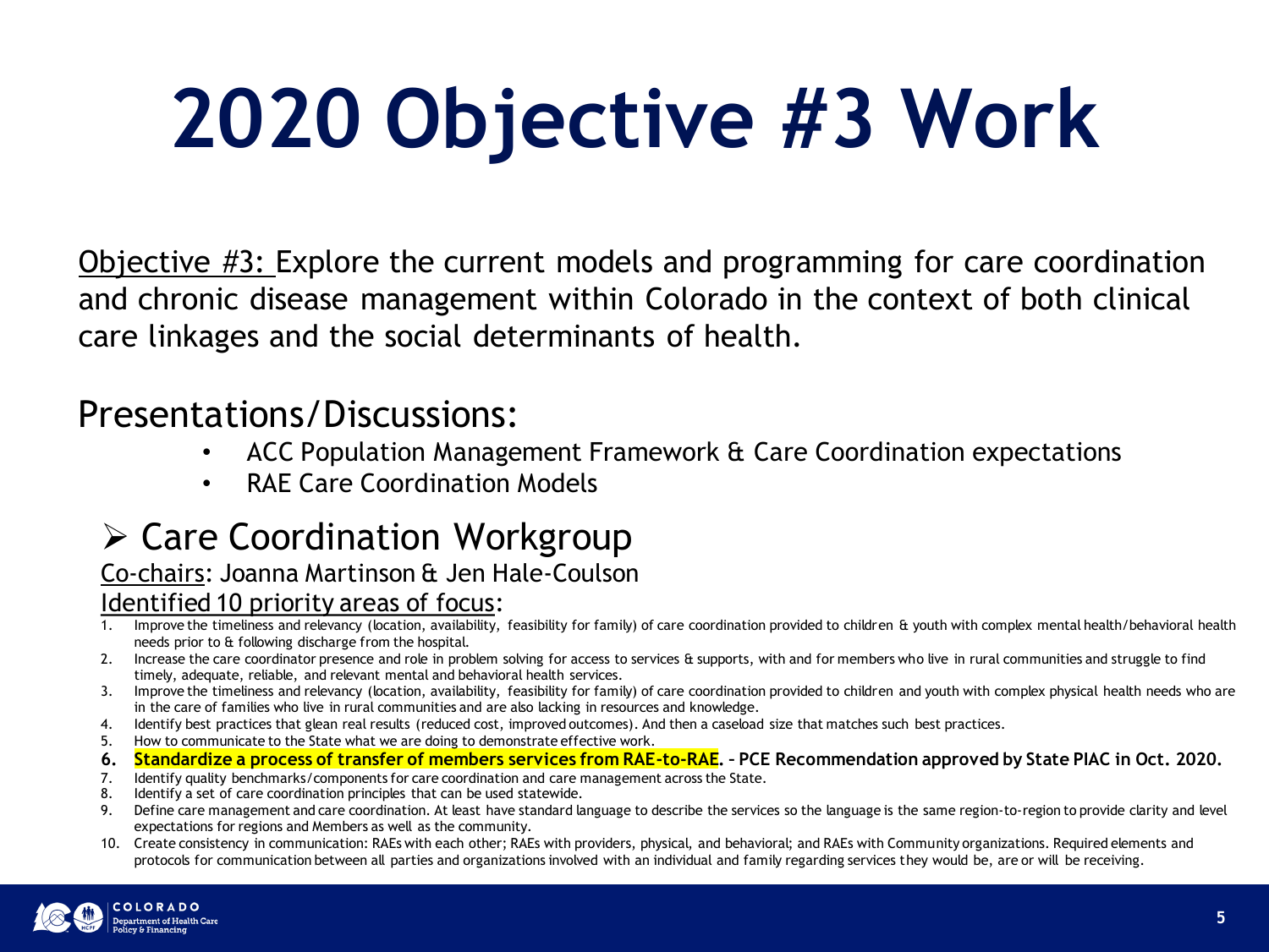# 2020 Objective #3 Work

Objective #3: Explore the current models and programming for care coordination and chronic disease management within Colorado in the context of both clinical care linkages and the social determinants of health.

## Presentations/Discussions:

- ACC Population Management Framework & Care Coordination expectations
- RAE Care Coordination Models

## ➢ Care Coordination Workgroup

Co-chairs: Joanna Martinson & Jen Hale-Coulson

Identified 10 priority areas of focus:

1. Improve the timeliness and relevancy (location, availability, feasibility for family) of care coordination provided to children & youth with complex mental health/behavioral health needs prior to & following discharge from the hospital.
2. Increase the care coordinator presence and role in problem solving for access to services & supports, with and for members who live in rural communities and struggle to find timely, adequate, reliable, and relevant mental and behavioral health services.
3. Improve the timeliness and relevancy (location, availability, feasibility for family) of care coordination provided to children and youth with complex physical health needs who are in the care of families who live in rural communities and are also lacking in resources and knowledge.
4. Identify best practices that glean real results (reduced cost, improved outcomes). And then a caseload size that matches such best practices.
5. How to communicate to the State what we are doing to demonstrate effective work.
6. **Standardize a process of transfer of members services from RAE-to-RAE. – PCE Recommendation approved by State PIAC in Oct. 2020.**
7. Identify quality benchmarks/components for care coordination and care management across the State.
8. Identify a set of care coordination principles that can be used statewide.
9. Define care management and care coordination. At least have standard language to describe the services so the language is the same region-to-region to provide clarity and level expectations for regions and Members as well as the community.
10. Create consistency in communication: RAEs with each other; RAEs with providers, physical, and behavioral; and RAEs with Community organizations. Required elements and protocols for communication between all parties and organizations involved with an individual and family regarding services they would be, are or will be receiving.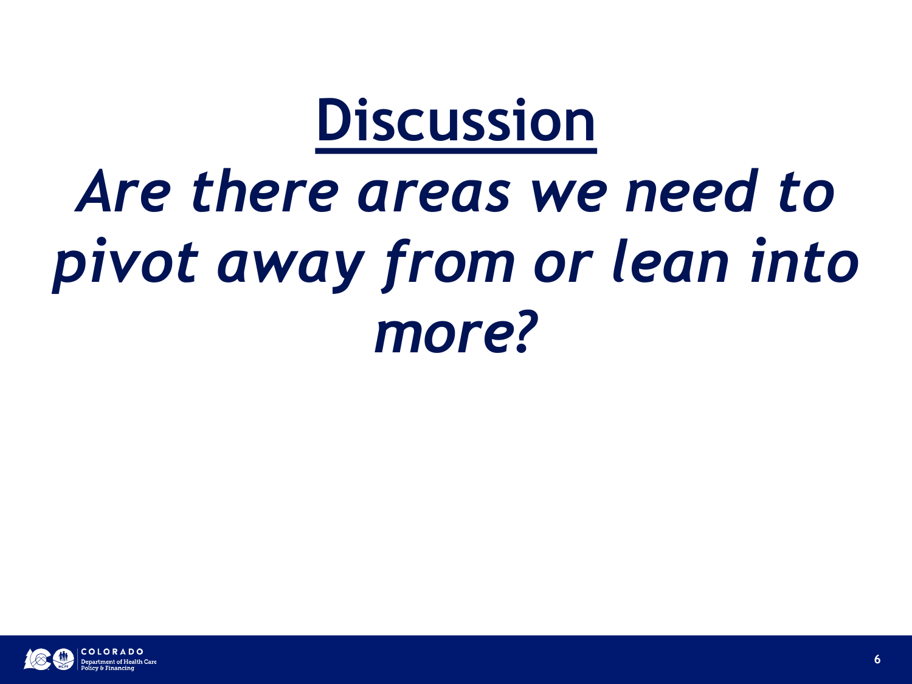# Discussion

## *Are there areas we need to pivot away from or lean into more?*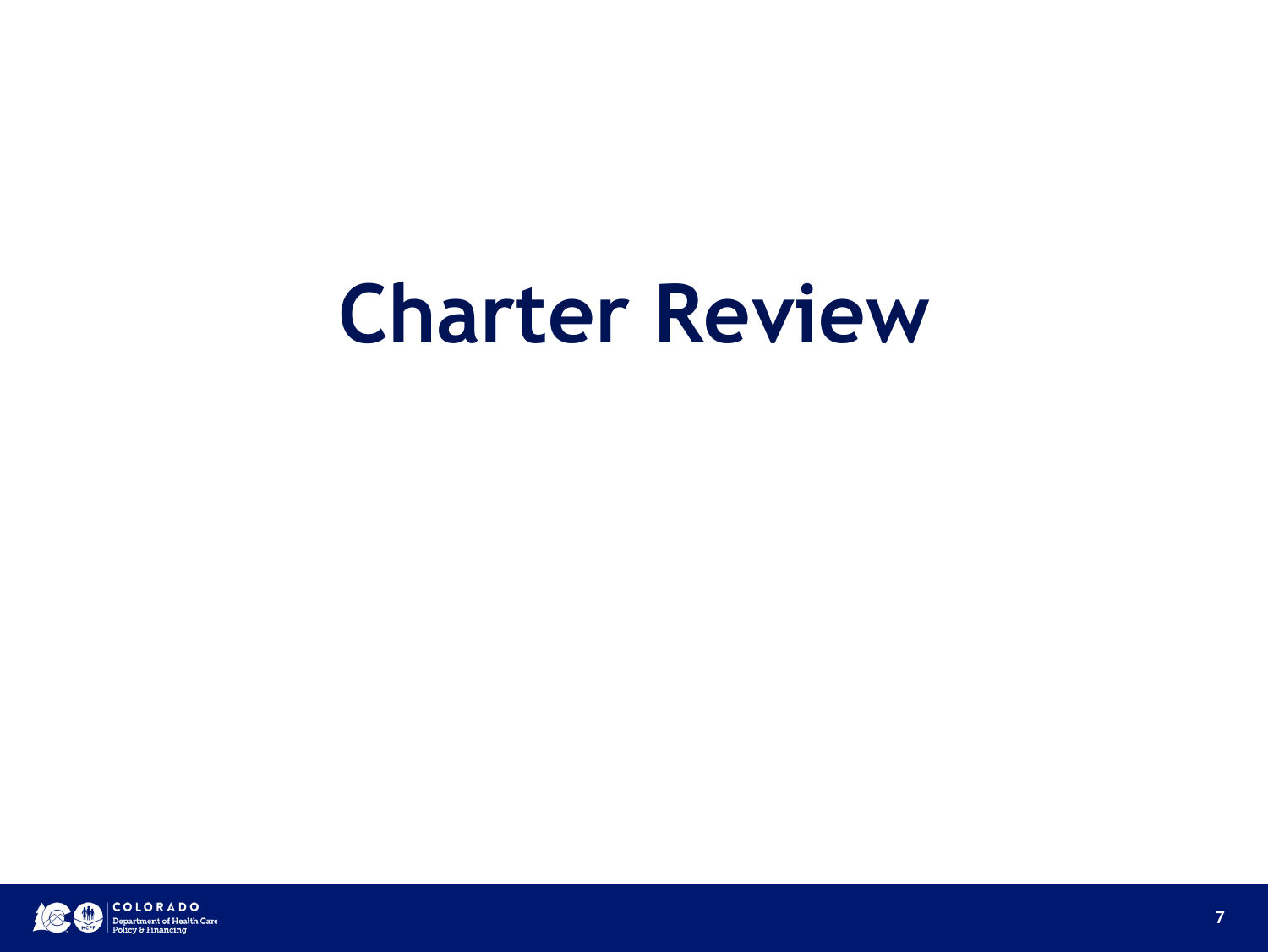# Charter Review